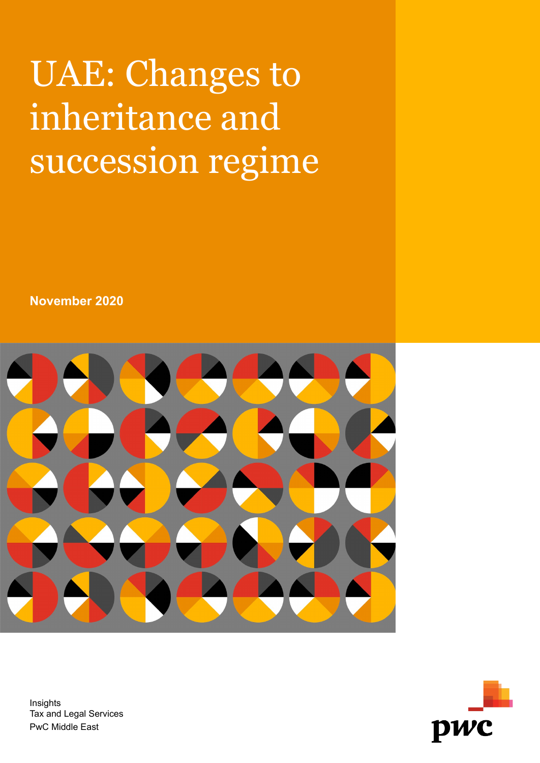# UAE: Changes to inheritance and succession regime

**November 2020**

Insights
Tax and Legal Services
PwC Middle East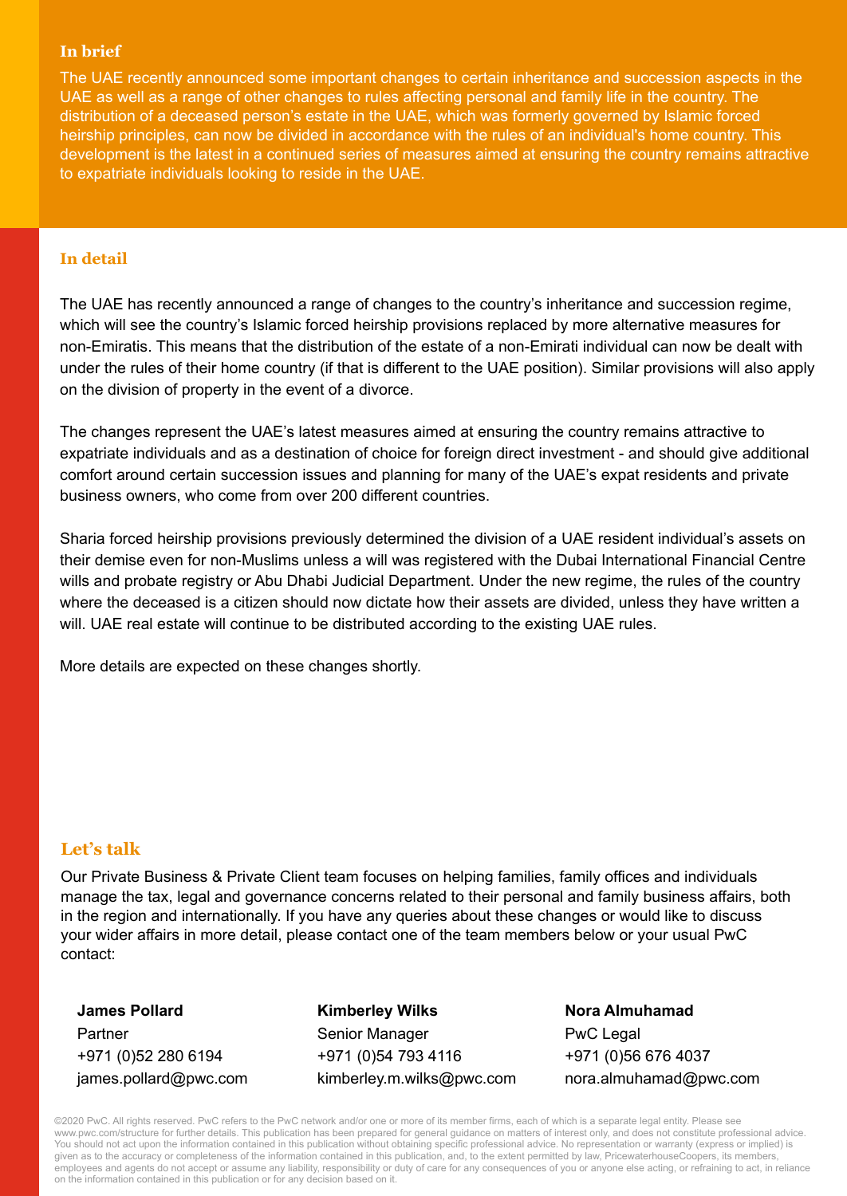## In brief

The UAE recently announced some important changes to certain inheritance and succession aspects in the UAE as well as a range of other changes to rules affecting personal and family life in the country. The distribution of a deceased person's estate in the UAE, which was formerly governed by Islamic forced heirship principles, can now be divided in accordance with the rules of an individual's home country. This development is the latest in a continued series of measures aimed at ensuring the country remains attractive to expatriate individuals looking to reside in the UAE.

## In detail

The UAE has recently announced a range of changes to the country's inheritance and succession regime, which will see the country's Islamic forced heirship provisions replaced by more alternative measures for non-Emiratis. This means that the distribution of the estate of a non-Emirati individual can now be dealt with under the rules of their home country (if that is different to the UAE position). Similar provisions will also apply on the division of property in the event of a divorce.

The changes represent the UAE's latest measures aimed at ensuring the country remains attractive to expatriate individuals and as a destination of choice for foreign direct investment - and should give additional comfort around certain succession issues and planning for many of the UAE's expat residents and private business owners, who come from over 200 different countries.

Sharia forced heirship provisions previously determined the division of a UAE resident individual's assets on their demise even for non-Muslims unless a will was registered with the Dubai International Financial Centre wills and probate registry or Abu Dhabi Judicial Department. Under the new regime, the rules of the country where the deceased is a citizen should now dictate how their assets are divided, unless they have written a will. UAE real estate will continue to be distributed according to the existing UAE rules.

More details are expected on these changes shortly.

## Let's talk

Our Private Business & Private Client team focuses on helping families, family offices and individuals manage the tax, legal and governance concerns related to their personal and family business affairs, both in the region and internationally. If you have any queries about these changes or would like to discuss your wider affairs in more detail, please contact one of the team members below or your usual PwC contact:

**James Pollard**
Partner
+971 (0)52 280 6194
james.pollard@pwc.com

**Kimberley Wilks**
Senior Manager
+971 (0)54 793 4116
kimberley.m.wilks@pwc.com

**Nora Almuhamad**
PwC Legal
+971 (0)56 676 4037
nora.almuhamad@pwc.com

©2020 PwC. All rights reserved. PwC refers to the PwC network and/or one or more of its member firms, each of which is a separate legal entity. Please see www.pwc.com/structure for further details. This publication has been prepared for general guidance on matters of interest only, and does not constitute professional advice. You should not act upon the information contained in this publication without obtaining specific professional advice. No representation or warranty (express or implied) is given as to the accuracy or completeness of the information contained in this publication, and, to the extent permitted by law, PricewaterhouseCoopers, its members, employees and agents do not accept or assume any liability, responsibility or duty of care for any consequences of you or anyone else acting, or refraining to act, in reliance on the information contained in this publication or for any decision based on it.